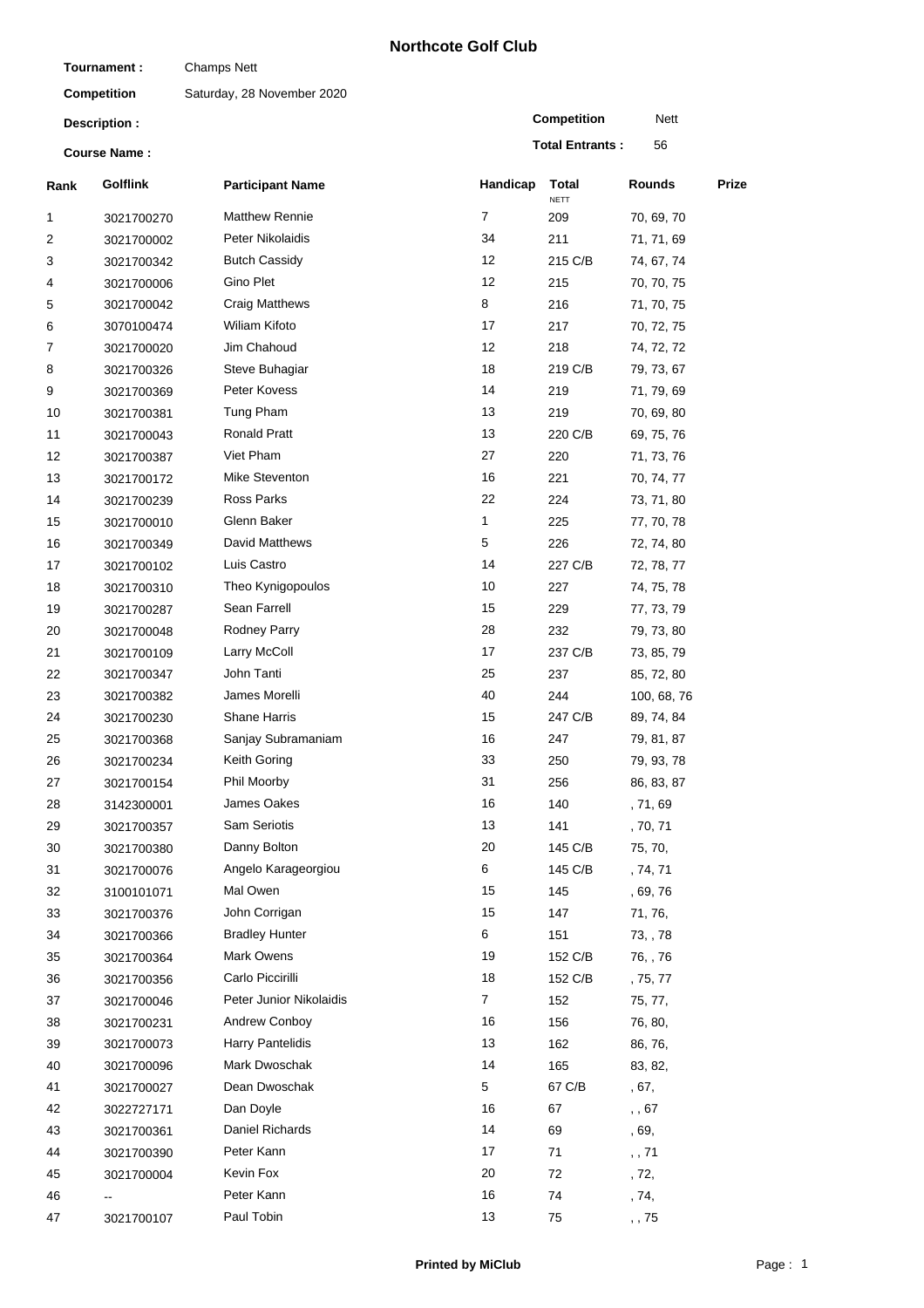# Northcote Golf Club

**Tournament :** Champs Nett

**Competition** Saturday, 28 November 2020

**Description :**

**Course Name :**

**Competition** Nett

**Total Entrants :** 56

| Rank | Golflink | Participant Name | Handicap | Total NETT | Rounds | Prize |
|---|---|---|---|---|---|---|
| 1 | 3021700270 | Matthew Rennie | 7 | 209 | 70, 69, 70 | |
| 2 | 3021700002 | Peter Nikolaidis | 34 | 211 | 71, 71, 69 | |
| 3 | 3021700342 | Butch Cassidy | 12 | 215 C/B | 74, 67, 74 | |
| 4 | 3021700006 | Gino Plet | 12 | 215 | 70, 70, 75 | |
| 5 | 3021700042 | Craig Matthews | 8 | 216 | 71, 70, 75 | |
| 6 | 3070100474 | Wiliam Kifoto | 17 | 217 | 70, 72, 75 | |
| 7 | 3021700020 | Jim Chahoud | 12 | 218 | 74, 72, 72 | |
| 8 | 3021700326 | Steve Buhagiar | 18 | 219 C/B | 79, 73, 67 | |
| 9 | 3021700369 | Peter Kovess | 14 | 219 | 71, 79, 69 | |
| 10 | 3021700381 | Tung Pham | 13 | 219 | 70, 69, 80 | |
| 11 | 3021700043 | Ronald Pratt | 13 | 220 C/B | 69, 75, 76 | |
| 12 | 3021700387 | Viet Pham | 27 | 220 | 71, 73, 76 | |
| 13 | 3021700172 | Mike Steventon | 16 | 221 | 70, 74, 77 | |
| 14 | 3021700239 | Ross Parks | 22 | 224 | 73, 71, 80 | |
| 15 | 3021700010 | Glenn Baker | 1 | 225 | 77, 70, 78 | |
| 16 | 3021700349 | David Matthews | 5 | 226 | 72, 74, 80 | |
| 17 | 3021700102 | Luis Castro | 14 | 227 C/B | 72, 78, 77 | |
| 18 | 3021700310 | Theo Kynigopoulos | 10 | 227 | 74, 75, 78 | |
| 19 | 3021700287 | Sean Farrell | 15 | 229 | 77, 73, 79 | |
| 20 | 3021700048 | Rodney Parry | 28 | 232 | 79, 73, 80 | |
| 21 | 3021700109 | Larry McColl | 17 | 237 C/B | 73, 85, 79 | |
| 22 | 3021700347 | John Tanti | 25 | 237 | 85, 72, 80 | |
| 23 | 3021700382 | James Morelli | 40 | 244 | 100, 68, 76 | |
| 24 | 3021700230 | Shane Harris | 15 | 247 C/B | 89, 74, 84 | |
| 25 | 3021700368 | Sanjay Subramaniam | 16 | 247 | 79, 81, 87 | |
| 26 | 3021700234 | Keith Goring | 33 | 250 | 79, 93, 78 | |
| 27 | 3021700154 | Phil Moorby | 31 | 256 | 86, 83, 87 | |
| 28 | 3142300001 | James Oakes | 16 | 140 | , 71, 69 | |
| 29 | 3021700357 | Sam Seriotis | 13 | 141 | , 70, 71 | |
| 30 | 3021700380 | Danny Bolton | 20 | 145 C/B | 75, 70, | |
| 31 | 3021700076 | Angelo Karageorgiou | 6 | 145 C/B | , 74, 71 | |
| 32 | 3100101071 | Mal Owen | 15 | 145 | , 69, 76 | |
| 33 | 3021700376 | John Corrigan | 15 | 147 | 71, 76, | |
| 34 | 3021700366 | Bradley Hunter | 6 | 151 | 73, , 78 | |
| 35 | 3021700364 | Mark Owens | 19 | 152 C/B | 76, , 76 | |
| 36 | 3021700356 | Carlo Piccirilli | 18 | 152 C/B | , 75, 77 | |
| 37 | 3021700046 | Peter Junior Nikolaidis | 7 | 152 | 75, 77, | |
| 38 | 3021700231 | Andrew Conboy | 16 | 156 | 76, 80, | |
| 39 | 3021700073 | Harry Pantelidis | 13 | 162 | 86, 76, | |
| 40 | 3021700096 | Mark Dwoschak | 14 | 165 | 83, 82, | |
| 41 | 3021700027 | Dean Dwoschak | 5 | 67 C/B | , 67, | |
| 42 | 3022727171 | Dan Doyle | 16 | 67 | , , 67 | |
| 43 | 3021700361 | Daniel Richards | 14 | 69 | , 69, | |
| 44 | 3021700390 | Peter Kann | 17 | 71 | , , 71 | |
| 45 | 3021700004 | Kevin Fox | 20 | 72 | , 72, | |
| 46 | -- | Peter Kann | 16 | 74 | , 74, | |
| 47 | 3021700107 | Paul Tobin | 13 | 75 | , , 75 | |

**Printed by MiClub**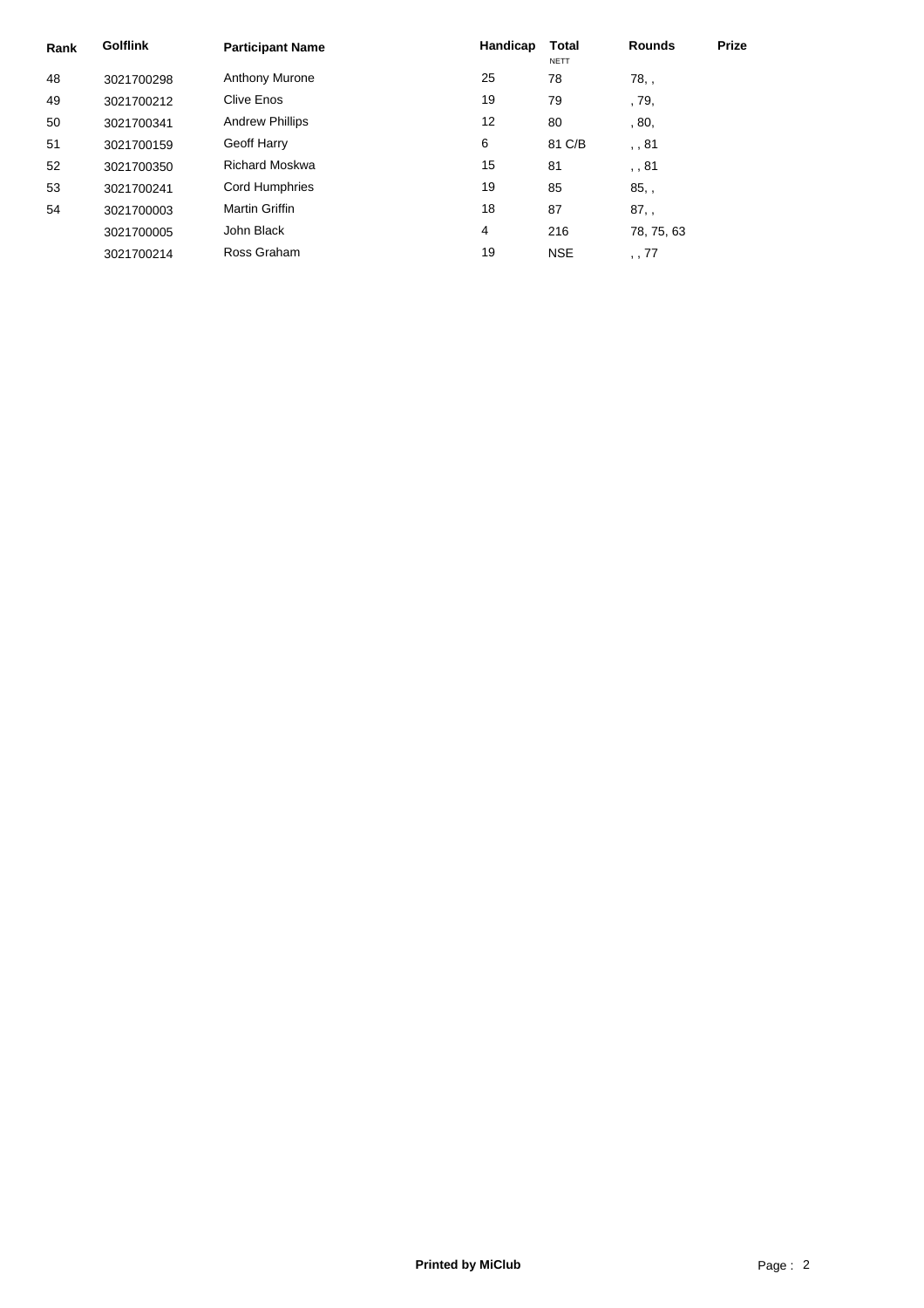| Rank | Golflink | Participant Name | Handicap | Total NETT | Rounds | Prize |
|---|---|---|---|---|---|---|
| 48 | 3021700298 | Anthony Murone | 25 | 78 | 78, , | |
| 49 | 3021700212 | Clive Enos | 19 | 79 | , 79, | |
| 50 | 3021700341 | Andrew Phillips | 12 | 80 | , 80, | |
| 51 | 3021700159 | Geoff Harry | 6 | 81 C/B | , , 81 | |
| 52 | 3021700350 | Richard Moskwa | 15 | 81 | , , 81 | |
| 53 | 3021700241 | Cord Humphries | 19 | 85 | 85, , | |
| 54 | 3021700003 | Martin Griffin | 18 | 87 | 87, , | |
| | 3021700005 | John Black | 4 | 216 | 78, 75, 63 | |
| | 3021700214 | Ross Graham | 19 | NSE | , , 77 | |

**Printed by MiClub**